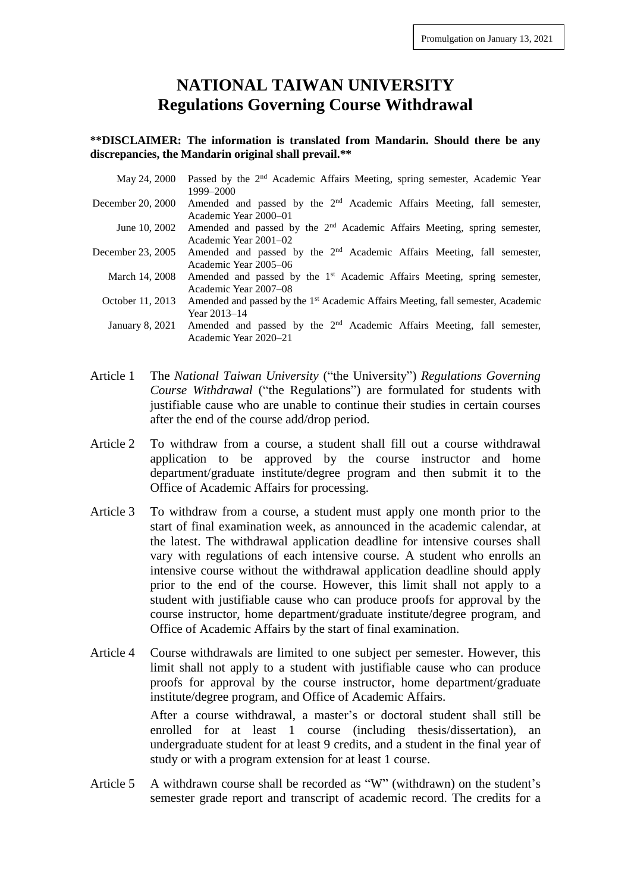Promulgation on January 13, 2021

# NATIONAL TAIWAN UNIVERSITY
# Regulations Governing Course Withdrawal

**\*\*DISCLAIMER: The information is translated from Mandarin. Should there be any discrepancies, the Mandarin original shall prevail.\*\***

| | |
|---|---|
| May 24, 2000 | Passed by the 2nd Academic Affairs Meeting, spring semester, Academic Year 1999–2000 |
| December 20, 2000 | Amended and passed by the 2nd Academic Affairs Meeting, fall semester, Academic Year 2000–01 |
| June 10, 2002 | Amended and passed by the 2nd Academic Affairs Meeting, spring semester, Academic Year 2001–02 |
| December 23, 2005 | Amended and passed by the 2nd Academic Affairs Meeting, fall semester, Academic Year 2005–06 |
| March 14, 2008 | Amended and passed by the 1st Academic Affairs Meeting, spring semester, Academic Year 2007–08 |
| October 11, 2013 | Amended and passed by the 1st Academic Affairs Meeting, fall semester, Academic Year 2013–14 |
| January 8, 2021 | Amended and passed by the 2nd Academic Affairs Meeting, fall semester, Academic Year 2020–21 |

Article 1 The *National Taiwan University* ("the University") *Regulations Governing Course Withdrawal* ("the Regulations") are formulated for students with justifiable cause who are unable to continue their studies in certain courses after the end of the course add/drop period.

Article 2 To withdraw from a course, a student shall fill out a course withdrawal application to be approved by the course instructor and home department/graduate institute/degree program and then submit it to the Office of Academic Affairs for processing.

Article 3 To withdraw from a course, a student must apply one month prior to the start of final examination week, as announced in the academic calendar, at the latest. The withdrawal application deadline for intensive courses shall vary with regulations of each intensive course. A student who enrolls an intensive course without the withdrawal application deadline should apply prior to the end of the course. However, this limit shall not apply to a student with justifiable cause who can produce proofs for approval by the course instructor, home department/graduate institute/degree program, and Office of Academic Affairs by the start of final examination.

Article 4 Course withdrawals are limited to one subject per semester. However, this limit shall not apply to a student with justifiable cause who can produce proofs for approval by the course instructor, home department/graduate institute/degree program, and Office of Academic Affairs.

After a course withdrawal, a master's or doctoral student shall still be enrolled for at least 1 course (including thesis/dissertation), an undergraduate student for at least 9 credits, and a student in the final year of study or with a program extension for at least 1 course.

Article 5 A withdrawn course shall be recorded as "W" (withdrawn) on the student's semester grade report and transcript of academic record. The credits for a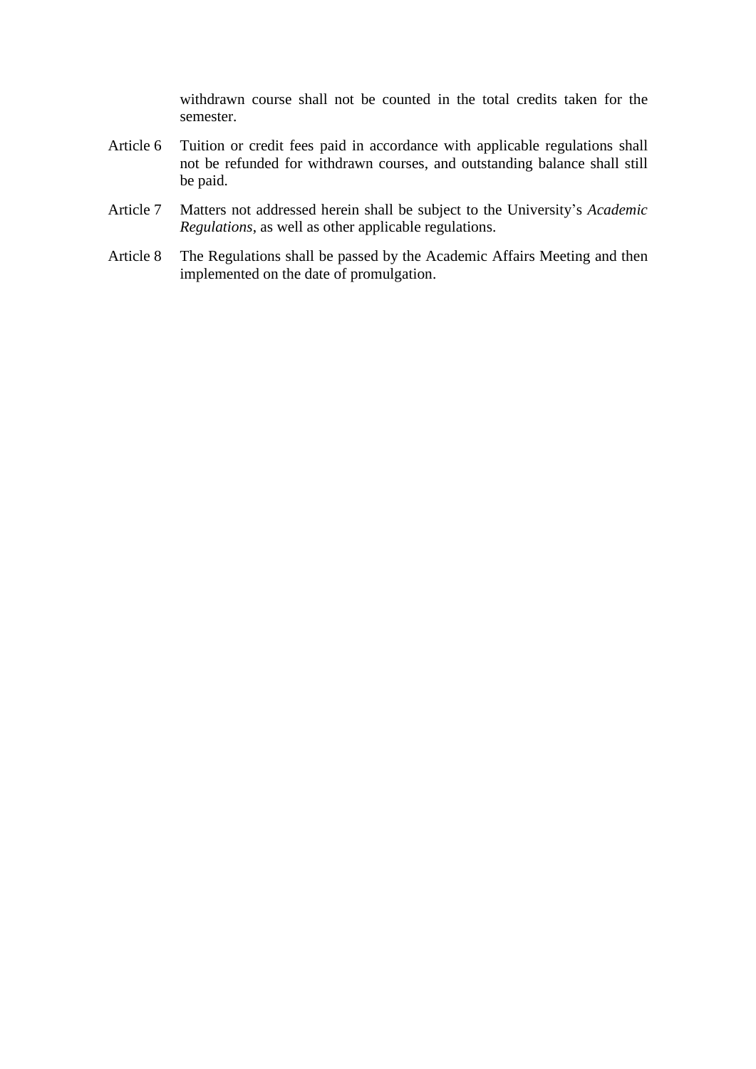withdrawn course shall not be counted in the total credits taken for the semester.

Article 6 Tuition or credit fees paid in accordance with applicable regulations shall not be refunded for withdrawn courses, and outstanding balance shall still be paid.

Article 7 Matters not addressed herein shall be subject to the University's *Academic Regulations*, as well as other applicable regulations.

Article 8 The Regulations shall be passed by the Academic Affairs Meeting and then implemented on the date of promulgation.